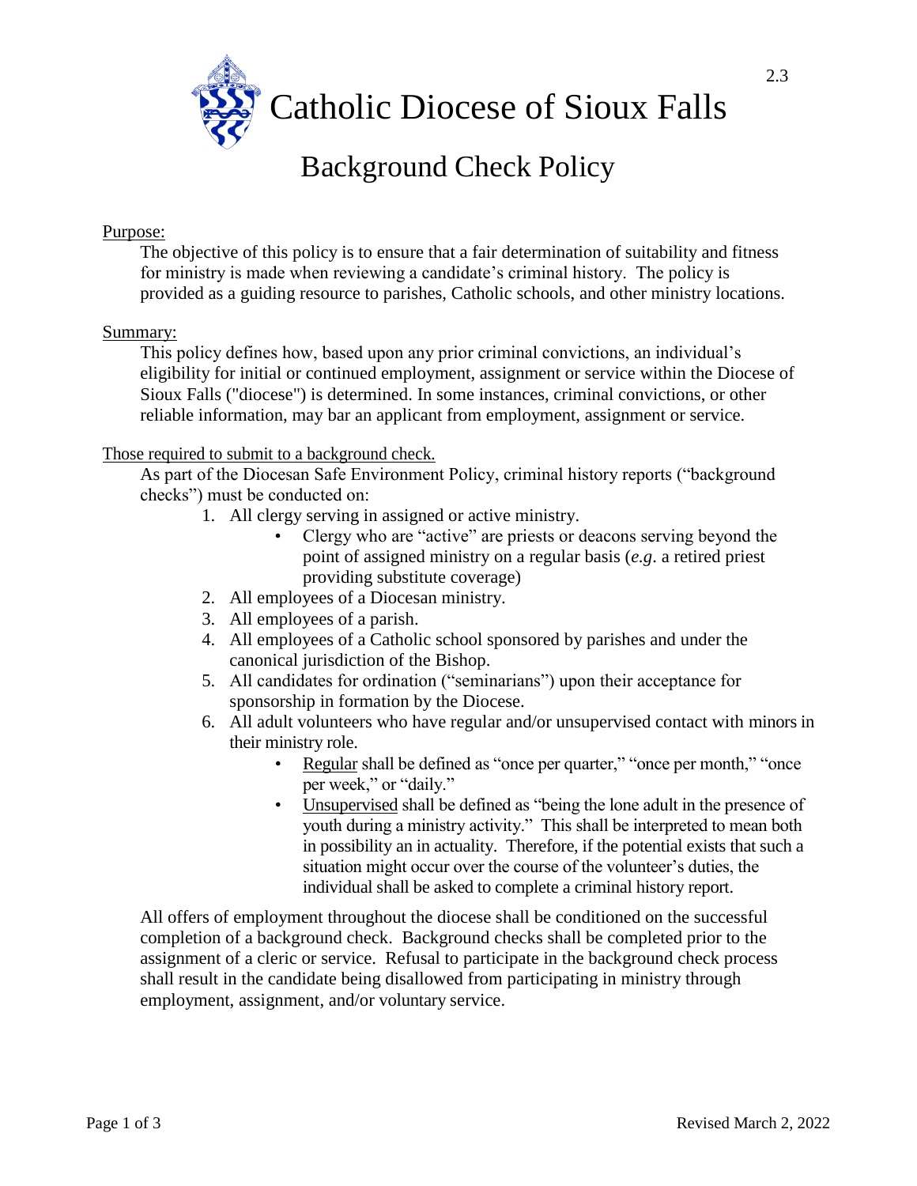# Catholic Diocese of Sioux Falls

2.3

## Background Check Policy

Purpose:

The objective of this policy is to ensure that a fair determination of suitability and fitness for ministry is made when reviewing a candidate's criminal history. The policy is provided as a guiding resource to parishes, Catholic schools, and other ministry locations.

Summary:

This policy defines how, based upon any prior criminal convictions, an individual's eligibility for initial or continued employment, assignment or service within the Diocese of Sioux Falls ("diocese") is determined. In some instances, criminal convictions, or other reliable information, may bar an applicant from employment, assignment or service.

Those required to submit to a background check.

As part of the Diocesan Safe Environment Policy, criminal history reports ("background checks") must be conducted on:

1. All clergy serving in assigned or active ministry.
   - Clergy who are "active" are priests or deacons serving beyond the point of assigned ministry on a regular basis (*e.g*. a retired priest providing substitute coverage)
2. All employees of a Diocesan ministry.
3. All employees of a parish.
4. All employees of a Catholic school sponsored by parishes and under the canonical jurisdiction of the Bishop.
5. All candidates for ordination ("seminarians") upon their acceptance for sponsorship in formation by the Diocese.
6. All adult volunteers who have regular and/or unsupervised contact with minors in their ministry role.
   - Regular shall be defined as "once per quarter," "once per month," "once per week," or "daily."
   - Unsupervised shall be defined as "being the lone adult in the presence of youth during a ministry activity." This shall be interpreted to mean both in possibility an in actuality. Therefore, if the potential exists that such a situation might occur over the course of the volunteer's duties, the individual shall be asked to complete a criminal history report.

All offers of employment throughout the diocese shall be conditioned on the successful completion of a background check. Background checks shall be completed prior to the assignment of a cleric or service. Refusal to participate in the background check process shall result in the candidate being disallowed from participating in ministry through employment, assignment, and/or voluntary service.

Revised March 2, 2022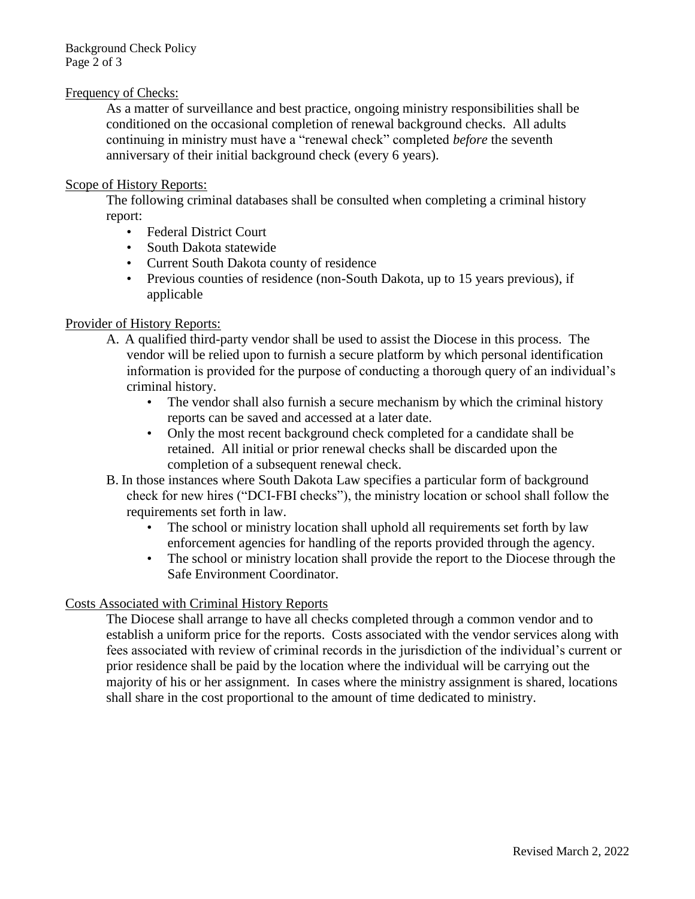## Frequency of Checks:

As a matter of surveillance and best practice, ongoing ministry responsibilities shall be conditioned on the occasional completion of renewal background checks. All adults continuing in ministry must have a "renewal check" completed *before* the seventh anniversary of their initial background check (every 6 years).

## Scope of History Reports:

The following criminal databases shall be consulted when completing a criminal history report:

- Federal District Court
- South Dakota statewide
- Current South Dakota county of residence
- Previous counties of residence (non-South Dakota, up to 15 years previous), if applicable

## Provider of History Reports:

A. A qualified third-party vendor shall be used to assist the Diocese in this process. The vendor will be relied upon to furnish a secure platform by which personal identification information is provided for the purpose of conducting a thorough query of an individual's criminal history.

- The vendor shall also furnish a secure mechanism by which the criminal history reports can be saved and accessed at a later date.
- Only the most recent background check completed for a candidate shall be retained. All initial or prior renewal checks shall be discarded upon the completion of a subsequent renewal check.

B. In those instances where South Dakota Law specifies a particular form of background check for new hires ("DCI-FBI checks"), the ministry location or school shall follow the requirements set forth in law.

- The school or ministry location shall uphold all requirements set forth by law enforcement agencies for handling of the reports provided through the agency.
- The school or ministry location shall provide the report to the Diocese through the Safe Environment Coordinator.

## Costs Associated with Criminal History Reports

The Diocese shall arrange to have all checks completed through a common vendor and to establish a uniform price for the reports. Costs associated with the vendor services along with fees associated with review of criminal records in the jurisdiction of the individual's current or prior residence shall be paid by the location where the individual will be carrying out the majority of his or her assignment. In cases where the ministry assignment is shared, locations shall share in the cost proportional to the amount of time dedicated to ministry.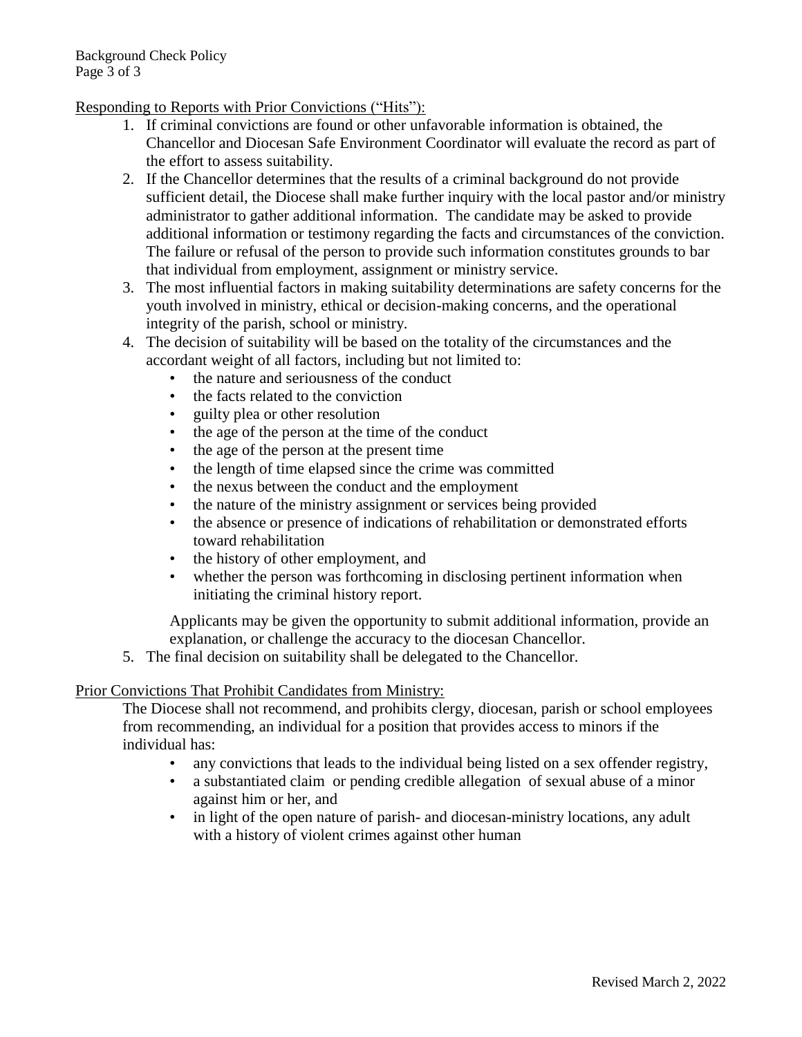Responding to Reports with Prior Convictions ("Hits"):

1. If criminal convictions are found or other unfavorable information is obtained, the Chancellor and Diocesan Safe Environment Coordinator will evaluate the record as part of the effort to assess suitability.
2. If the Chancellor determines that the results of a criminal background do not provide sufficient detail, the Diocese shall make further inquiry with the local pastor and/or ministry administrator to gather additional information. The candidate may be asked to provide additional information or testimony regarding the facts and circumstances of the conviction. The failure or refusal of the person to provide such information constitutes grounds to bar that individual from employment, assignment or ministry service.
3. The most influential factors in making suitability determinations are safety concerns for the youth involved in ministry, ethical or decision-making concerns, and the operational integrity of the parish, school or ministry.
4. The decision of suitability will be based on the totality of the circumstances and the accordant weight of all factors, including but not limited to:
   - the nature and seriousness of the conduct
   - the facts related to the conviction
   - guilty plea or other resolution
   - the age of the person at the time of the conduct
   - the age of the person at the present time
   - the length of time elapsed since the crime was committed
   - the nexus between the conduct and the employment
   - the nature of the ministry assignment or services being provided
   - the absence or presence of indications of rehabilitation or demonstrated efforts toward rehabilitation
   - the history of other employment, and
   - whether the person was forthcoming in disclosing pertinent information when initiating the criminal history report.

   Applicants may be given the opportunity to submit additional information, provide an explanation, or challenge the accuracy to the diocesan Chancellor.
5. The final decision on suitability shall be delegated to the Chancellor.

Prior Convictions That Prohibit Candidates from Ministry:

The Diocese shall not recommend, and prohibits clergy, diocesan, parish or school employees from recommending, an individual for a position that provides access to minors if the individual has:

- any convictions that leads to the individual being listed on a sex offender registry,
- a substantiated claim or pending credible allegation of sexual abuse of a minor against him or her, and
- in light of the open nature of parish- and diocesan-ministry locations, any adult with a history of violent crimes against other human

Revised March 2, 2022